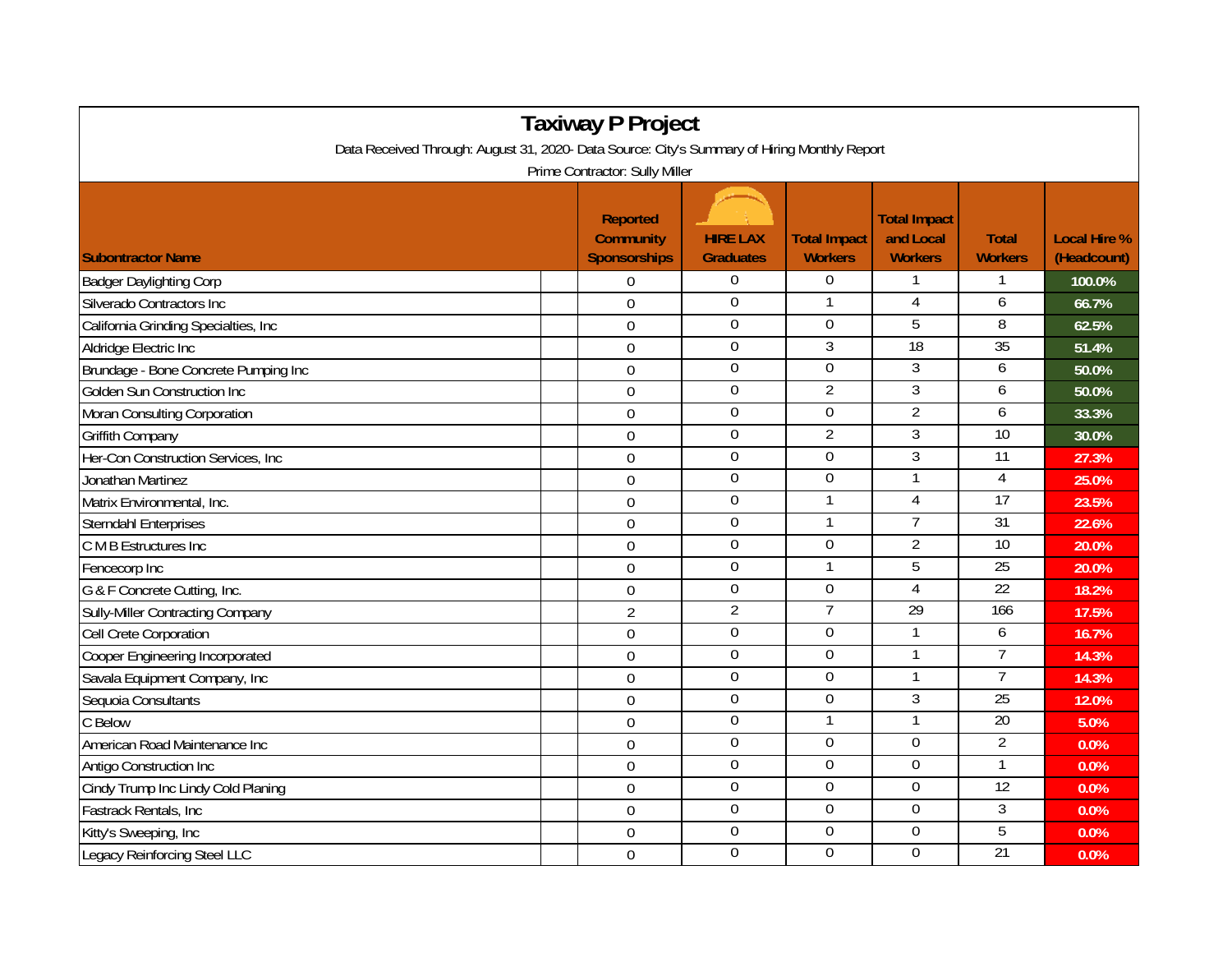# Taxiway P Project

Data Received Through: August 31, 2020- Data Source: City's Summary of Hiring Monthly Report

Prime Contractor: Sully Miller

| Subontractor Name | Reported Community Sponsorships | HIRE LAX Graduates | Total Impact Workers | Total Impact and Local Workers | Total Workers | Local Hire % (Headcount) |
|---|---|---|---|---|---|---|
| Badger Daylighting Corp | 0 | 0 | 0 | 1 | 1 | 100.0% |
| Silverado Contractors Inc | 0 | 0 | 1 | 4 | 6 | 66.7% |
| California Grinding Specialties, Inc | 0 | 0 | 0 | 5 | 8 | 62.5% |
| Aldridge Electric Inc | 0 | 0 | 3 | 18 | 35 | 51.4% |
| Brundage - Bone Concrete Pumping Inc | 0 | 0 | 0 | 3 | 6 | 50.0% |
| Golden Sun Construction Inc | 0 | 0 | 2 | 3 | 6 | 50.0% |
| Moran Consulting Corporation | 0 | 0 | 0 | 2 | 6 | 33.3% |
| Griffith Company | 0 | 0 | 2 | 3 | 10 | 30.0% |
| Her-Con Construction Services, Inc | 0 | 0 | 0 | 3 | 11 | 27.3% |
| Jonathan Martinez | 0 | 0 | 0 | 1 | 4 | 25.0% |
| Matrix Environmental, Inc. | 0 | 0 | 1 | 4 | 17 | 23.5% |
| Sterndahl Enterprises | 0 | 0 | 1 | 7 | 31 | 22.6% |
| C M B Estructures Inc | 0 | 0 | 0 | 2 | 10 | 20.0% |
| Fencecorp Inc | 0 | 0 | 1 | 5 | 25 | 20.0% |
| G & F Concrete Cutting, Inc. | 0 | 0 | 0 | 4 | 22 | 18.2% |
| Sully-Miller Contracting Company | 2 | 2 | 7 | 29 | 166 | 17.5% |
| Cell Crete Corporation | 0 | 0 | 0 | 1 | 6 | 16.7% |
| Cooper Engineering Incorporated | 0 | 0 | 0 | 1 | 7 | 14.3% |
| Savala Equipment Company, Inc | 0 | 0 | 0 | 1 | 7 | 14.3% |
| Sequoia Consultants | 0 | 0 | 0 | 3 | 25 | 12.0% |
| C Below | 0 | 0 | 1 | 1 | 20 | 5.0% |
| American Road Maintenance Inc | 0 | 0 | 0 | 0 | 2 | 0.0% |
| Antigo Construction Inc | 0 | 0 | 0 | 0 | 1 | 0.0% |
| Cindy Trump Inc Lindy Cold Planing | 0 | 0 | 0 | 0 | 12 | 0.0% |
| Fastrack Rentals, Inc | 0 | 0 | 0 | 0 | 3 | 0.0% |
| Kitty's Sweeping, Inc | 0 | 0 | 0 | 0 | 5 | 0.0% |
| Legacy Reinforcing Steel LLC | 0 | 0 | 0 | 0 | 21 | 0.0% |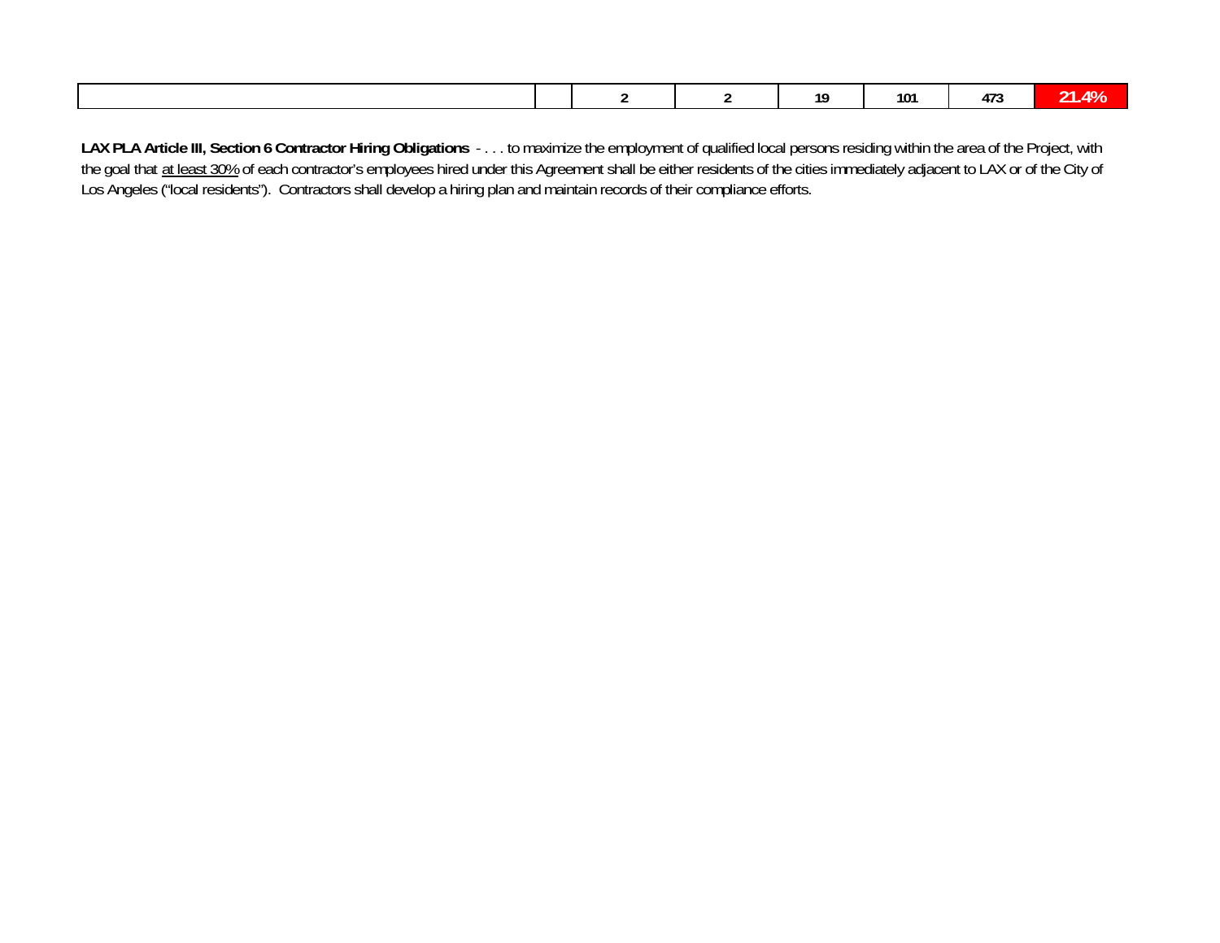| | | | | | | | |
|---|---|---|---|---|---|---|---|
| | | **2** | **2** | **19** | **101** | **473** | **21.4%** |

**LAX PLA Article III, Section 6 Contractor Hiring Obligations** - . . . to maximize the employment of qualified local persons residing within the area of the Project, with the goal that at least 30% of each contractor's employees hired under this Agreement shall be either residents of the cities immediately adjacent to LAX or of the City of Los Angeles ("local residents"). Contractors shall develop a hiring plan and maintain records of their compliance efforts.